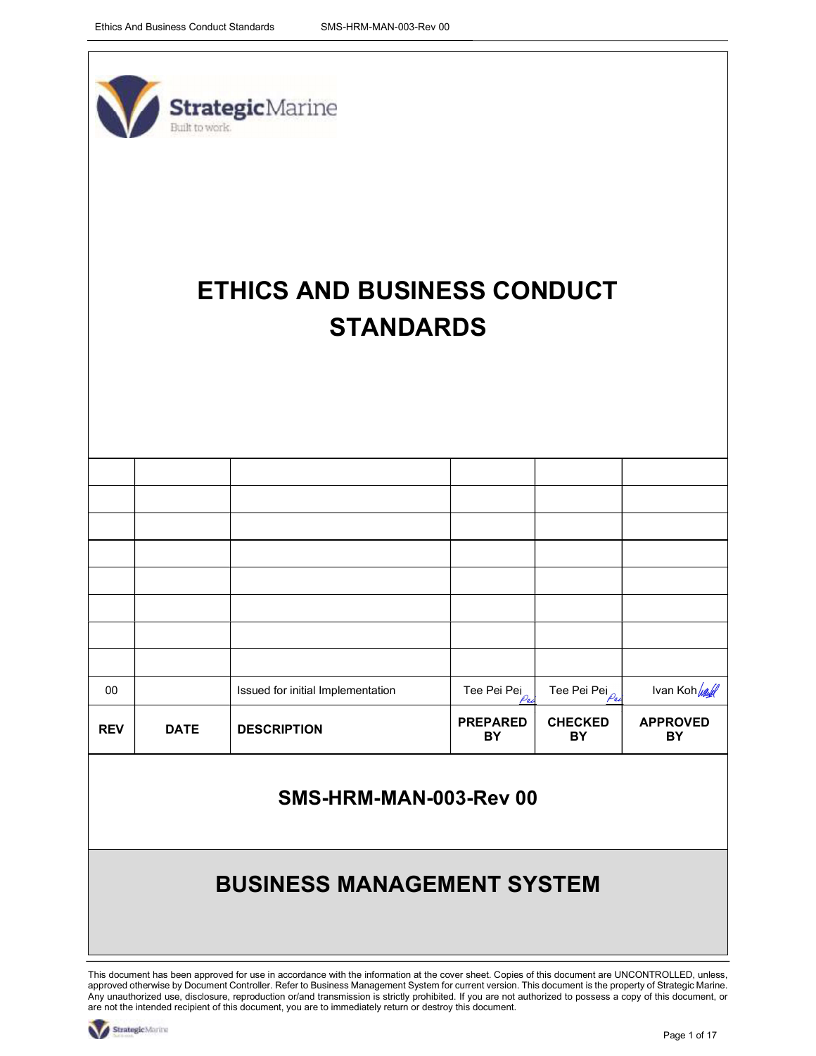# ETHICS AND BUSINESS CONDUCT STANDARDS

| | | | | | |
|---|---|---|---|---|---|
| | | | | | |
| | | | | | |
| | | | | | |
| | | | | | |
| | | | | | |
| | | | | | |
| | | | | | |
| 00 | | Issued for initial Implementation | Tee Pei Pei | Tee Pei Pei | Ivan Koh |
| **REV** | **DATE** | **DESCRIPTION** | **PREPARED BY** | **CHECKED BY** | **APPROVED BY** |

## SMS-HRM-MAN-003-Rev 00

## BUSINESS MANAGEMENT SYSTEM

This document has been approved for use in accordance with the information at the cover sheet. Copies of this document are UNCONTROLLED, unless, approved otherwise by Document Controller. Refer to Business Management System for current version. This document is the property of Strategic Marine. Any unauthorized use, disclosure, reproduction or/and transmission is strictly prohibited. If you are not authorized to possess a copy of this document, or are not the intended recipient of this document, you are to immediately return or destroy this document.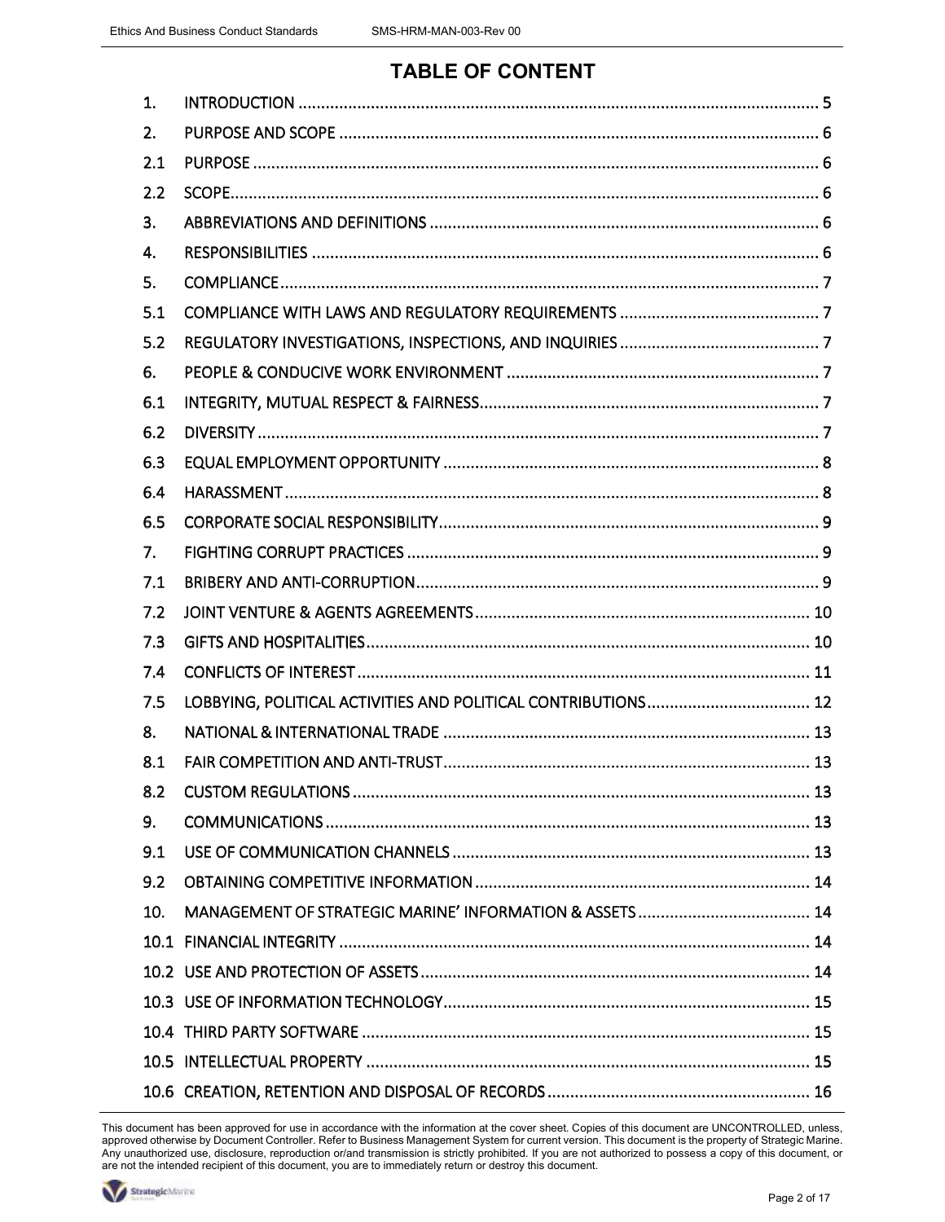# TABLE OF CONTENT

| | | |
|---|---|---|
| 1. | INTRODUCTION | 5 |
| 2. | PURPOSE AND SCOPE | 6 |
| 2.1 | PURPOSE | 6 |
| 2.2 | SCOPE | 6 |
| 3. | ABBREVIATIONS AND DEFINITIONS | 6 |
| 4. | RESPONSIBILITIES | 6 |
| 5. | COMPLIANCE | 7 |
| 5.1 | COMPLIANCE WITH LAWS AND REGULATORY REQUIREMENTS | 7 |
| 5.2 | REGULATORY INVESTIGATIONS, INSPECTIONS, AND INQUIRIES | 7 |
| 6. | PEOPLE & CONDUCIVE WORK ENVIRONMENT | 7 |
| 6.1 | INTEGRITY, MUTUAL RESPECT & FAIRNESS | 7 |
| 6.2 | DIVERSITY | 7 |
| 6.3 | EQUAL EMPLOYMENT OPPORTUNITY | 8 |
| 6.4 | HARASSMENT | 8 |
| 6.5 | CORPORATE SOCIAL RESPONSIBILITY | 9 |
| 7. | FIGHTING CORRUPT PRACTICES | 9 |
| 7.1 | BRIBERY AND ANTI-CORRUPTION | 9 |
| 7.2 | JOINT VENTURE & AGENTS AGREEMENTS | 10 |
| 7.3 | GIFTS AND HOSPITALITIES | 10 |
| 7.4 | CONFLICTS OF INTEREST | 11 |
| 7.5 | LOBBYING, POLITICAL ACTIVITIES AND POLITICAL CONTRIBUTIONS | 12 |
| 8. | NATIONAL & INTERNATIONAL TRADE | 13 |
| 8.1 | FAIR COMPETITION AND ANTI-TRUST | 13 |
| 8.2 | CUSTOM REGULATIONS | 13 |
| 9. | COMMUNICATIONS | 13 |
| 9.1 | USE OF COMMUNICATION CHANNELS | 13 |
| 9.2 | OBTAINING COMPETITIVE INFORMATION | 14 |
| 10. | MANAGEMENT OF STRATEGIC MARINE' INFORMATION & ASSETS | 14 |
| 10.1 | FINANCIAL INTEGRITY | 14 |
| 10.2 | USE AND PROTECTION OF ASSETS | 14 |
| 10.3 | USE OF INFORMATION TECHNOLOGY | 15 |
| 10.4 | THIRD PARTY SOFTWARE | 15 |
| 10.5 | INTELLECTUAL PROPERTY | 15 |
| 10.6 | CREATION, RETENTION AND DISPOSAL OF RECORDS | 16 |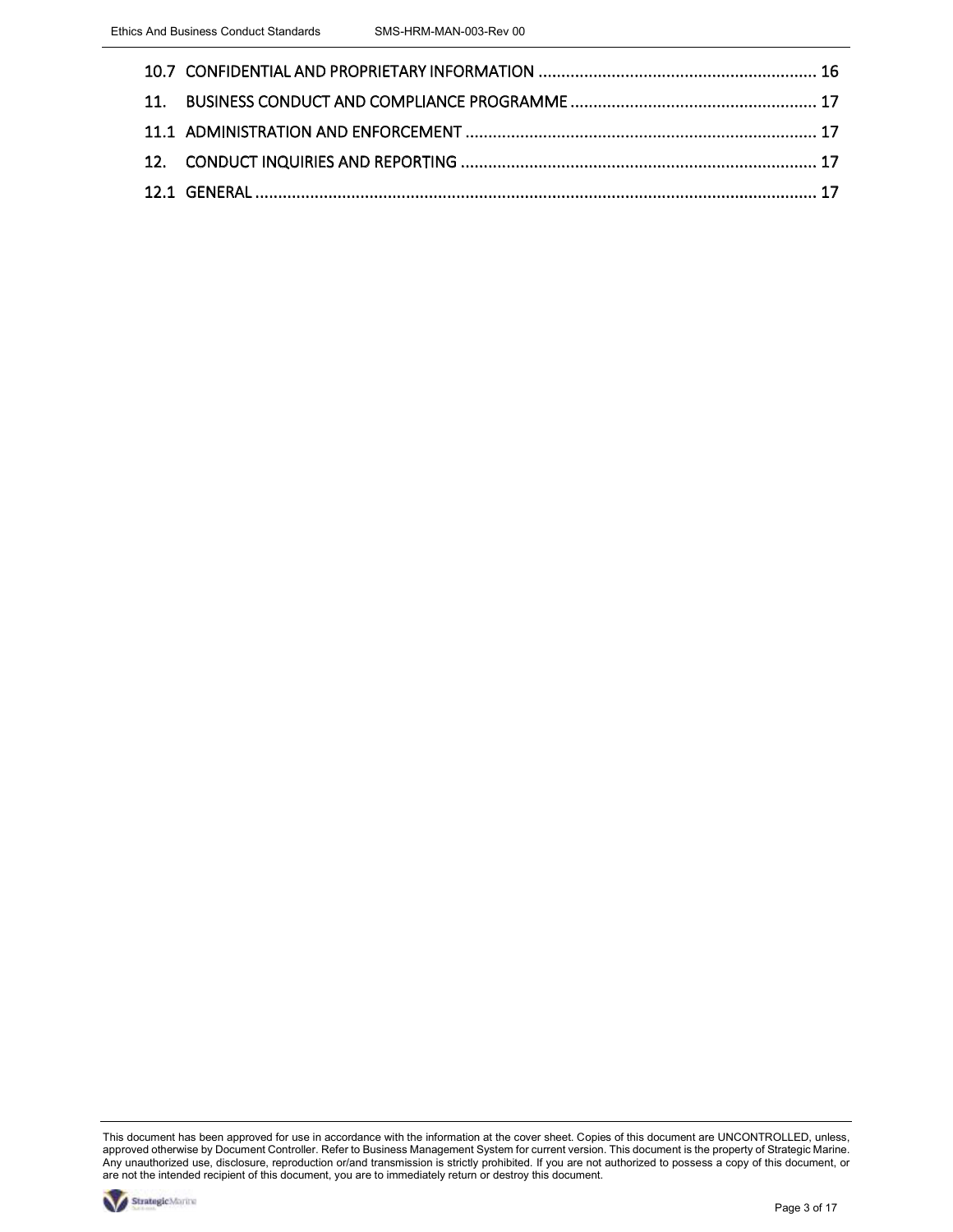10.7 CONFIDENTIAL AND PROPRIETARY INFORMATION ............................................................ 16

11. BUSINESS CONDUCT AND COMPLIANCE PROGRAMME ..................................................... 17

11.1 ADMINISTRATION AND ENFORCEMENT ............................................................................ 17

12. CONDUCT INQUIRIES AND REPORTING ............................................................................. 17

12.1 GENERAL ........................................................................................................................ 17

This document has been approved for use in accordance with the information at the cover sheet. Copies of this document are UNCONTROLLED, unless, approved otherwise by Document Controller. Refer to Business Management System for current version. This document is the property of Strategic Marine. Any unauthorized use, disclosure, reproduction or/and transmission is strictly prohibited. If you are not authorized to possess a copy of this document, or are not the intended recipient of this document, you are to immediately return or destroy this document.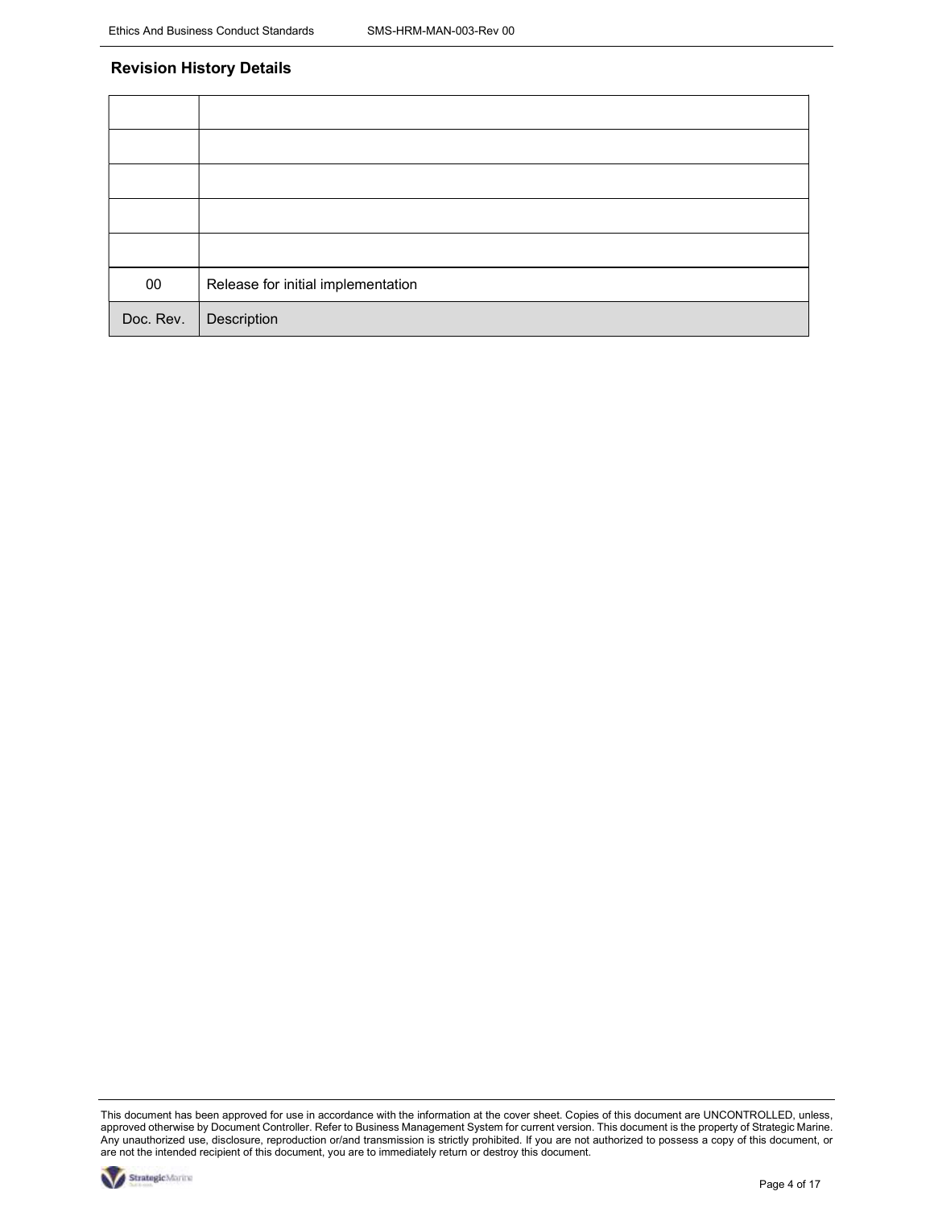## Revision History Details

| Doc. Rev. | Description |
|---|---|
| | |
| | |
| | |
| | |
| | |
| 00 | Release for initial implementation |

This document has been approved for use in accordance with the information at the cover sheet. Copies of this document are UNCONTROLLED, unless, approved otherwise by Document Controller. Refer to Business Management System for current version. This document is the property of Strategic Marine. Any unauthorized use, disclosure, reproduction or/and transmission is strictly prohibited. If you are not authorized to possess a copy of this document, or are not the intended recipient of this document, you are to immediately return or destroy this document.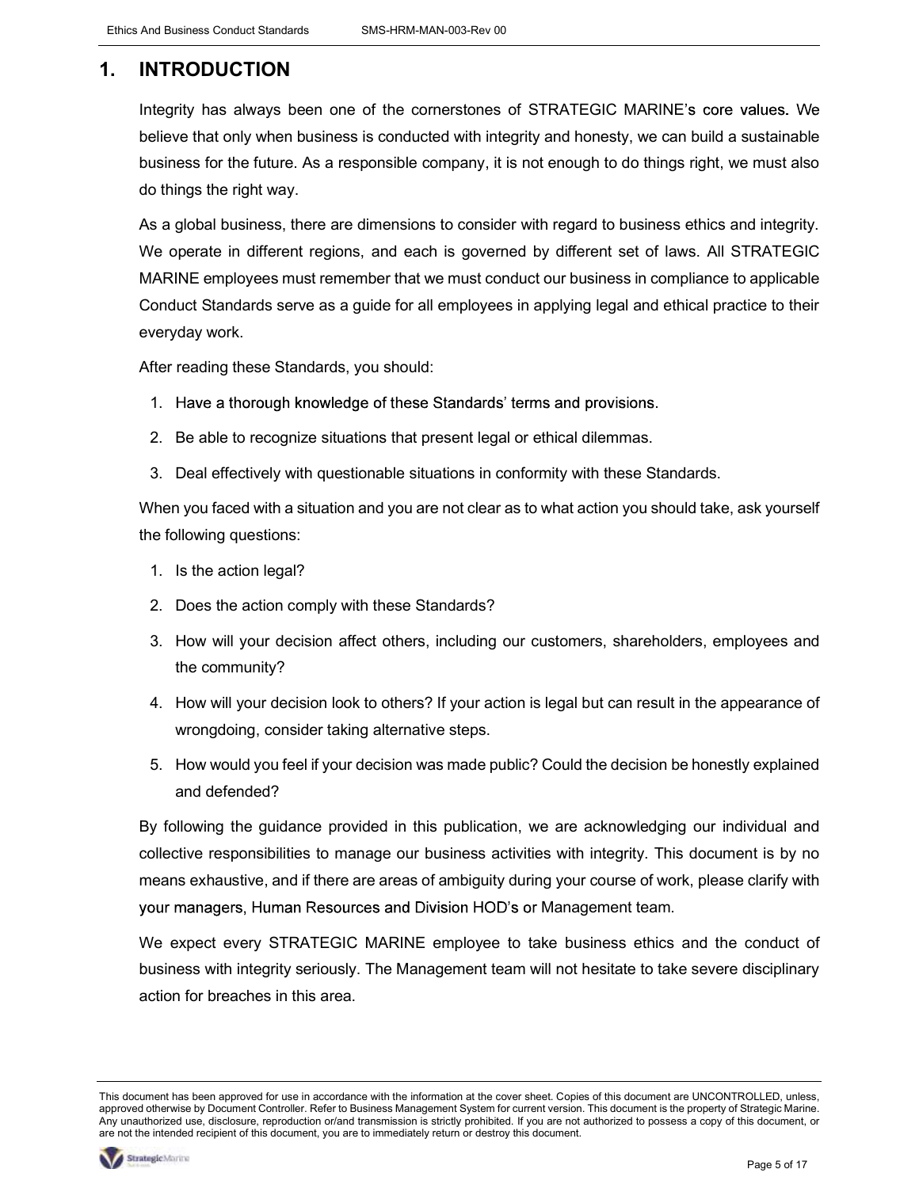# 1. INTRODUCTION

Integrity has always been one of the cornerstones of STRATEGIC MARINE's core values. We believe that only when business is conducted with integrity and honesty, we can build a sustainable business for the future. As a responsible company, it is not enough to do things right, we must also do things the right way.

As a global business, there are dimensions to consider with regard to business ethics and integrity. We operate in different regions, and each is governed by different set of laws. All STRATEGIC MARINE employees must remember that we must conduct our business in compliance to applicable Conduct Standards serve as a guide for all employees in applying legal and ethical practice to their everyday work.

After reading these Standards, you should:

1. Have a thorough knowledge of these Standards' terms and provisions.
2. Be able to recognize situations that present legal or ethical dilemmas.
3. Deal effectively with questionable situations in conformity with these Standards.

When you faced with a situation and you are not clear as to what action you should take, ask yourself the following questions:

1. Is the action legal?
2. Does the action comply with these Standards?
3. How will your decision affect others, including our customers, shareholders, employees and the community?
4. How will your decision look to others? If your action is legal but can result in the appearance of wrongdoing, consider taking alternative steps.
5. How would you feel if your decision was made public? Could the decision be honestly explained and defended?

By following the guidance provided in this publication, we are acknowledging our individual and collective responsibilities to manage our business activities with integrity. This document is by no means exhaustive, and if there are areas of ambiguity during your course of work, please clarify with your managers, Human Resources and Division HOD's or Management team.

We expect every STRATEGIC MARINE employee to take business ethics and the conduct of business with integrity seriously. The Management team will not hesitate to take severe disciplinary action for breaches in this area.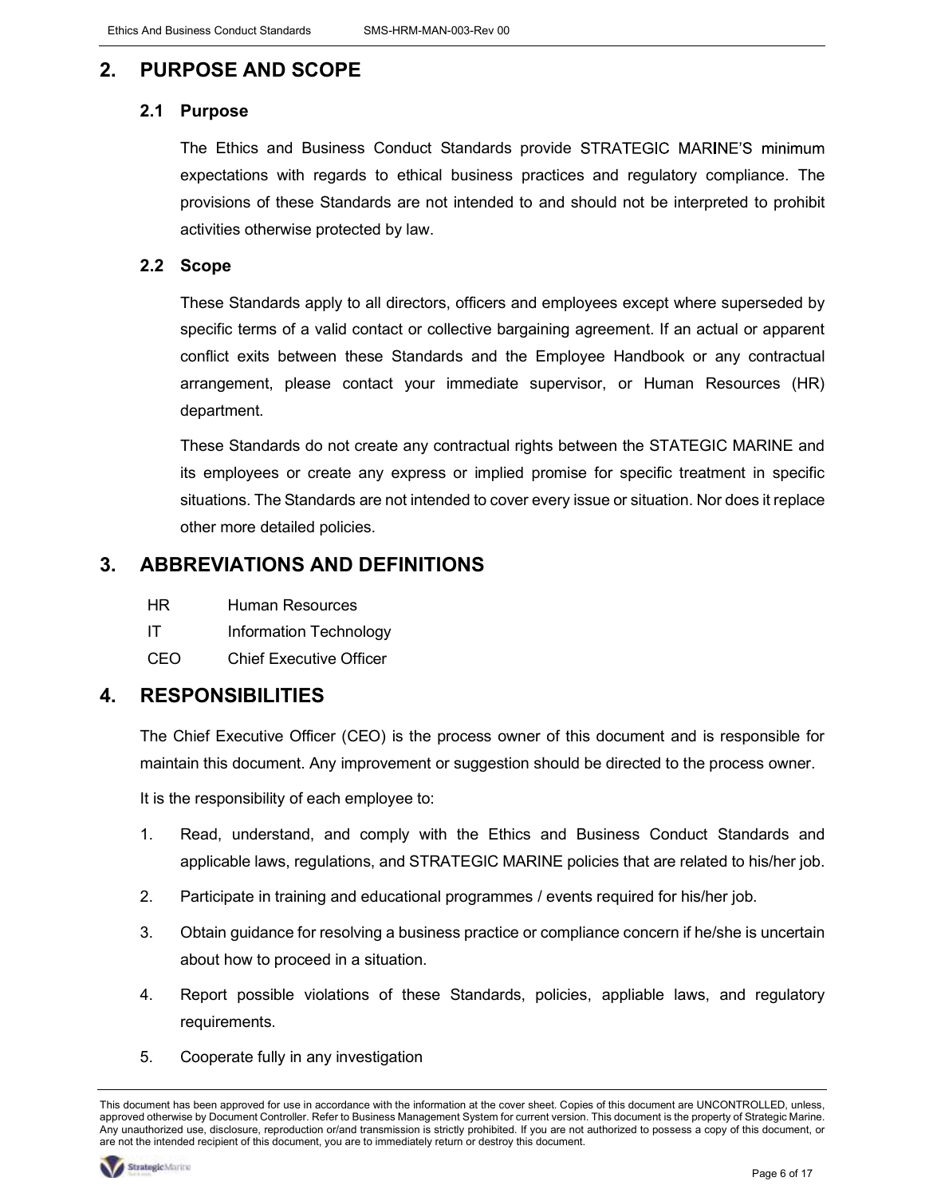# 2. PURPOSE AND SCOPE

## 2.1 Purpose

The Ethics and Business Conduct Standards provide STRATEGIC MARINE'S minimum expectations with regards to ethical business practices and regulatory compliance. The provisions of these Standards are not intended to and should not be interpreted to prohibit activities otherwise protected by law.

## 2.2 Scope

These Standards apply to all directors, officers and employees except where superseded by specific terms of a valid contact or collective bargaining agreement. If an actual or apparent conflict exits between these Standards and the Employee Handbook or any contractual arrangement, please contact your immediate supervisor, or Human Resources (HR) department.

These Standards do not create any contractual rights between the STATEGIC MARINE and its employees or create any express or implied promise for specific treatment in specific situations. The Standards are not intended to cover every issue or situation. Nor does it replace other more detailed policies.

# 3. ABBREVIATIONS AND DEFINITIONS

| | |
|---|---|
| HR | Human Resources |
| IT | Information Technology |
| CEO | Chief Executive Officer |

# 4. RESPONSIBILITIES

The Chief Executive Officer (CEO) is the process owner of this document and is responsible for maintain this document. Any improvement or suggestion should be directed to the process owner.

It is the responsibility of each employee to:

1. Read, understand, and comply with the Ethics and Business Conduct Standards and applicable laws, regulations, and STRATEGIC MARINE policies that are related to his/her job.
2. Participate in training and educational programmes / events required for his/her job.
3. Obtain guidance for resolving a business practice or compliance concern if he/she is uncertain about how to proceed in a situation.
4. Report possible violations of these Standards, policies, appliable laws, and regulatory requirements.
5. Cooperate fully in any investigation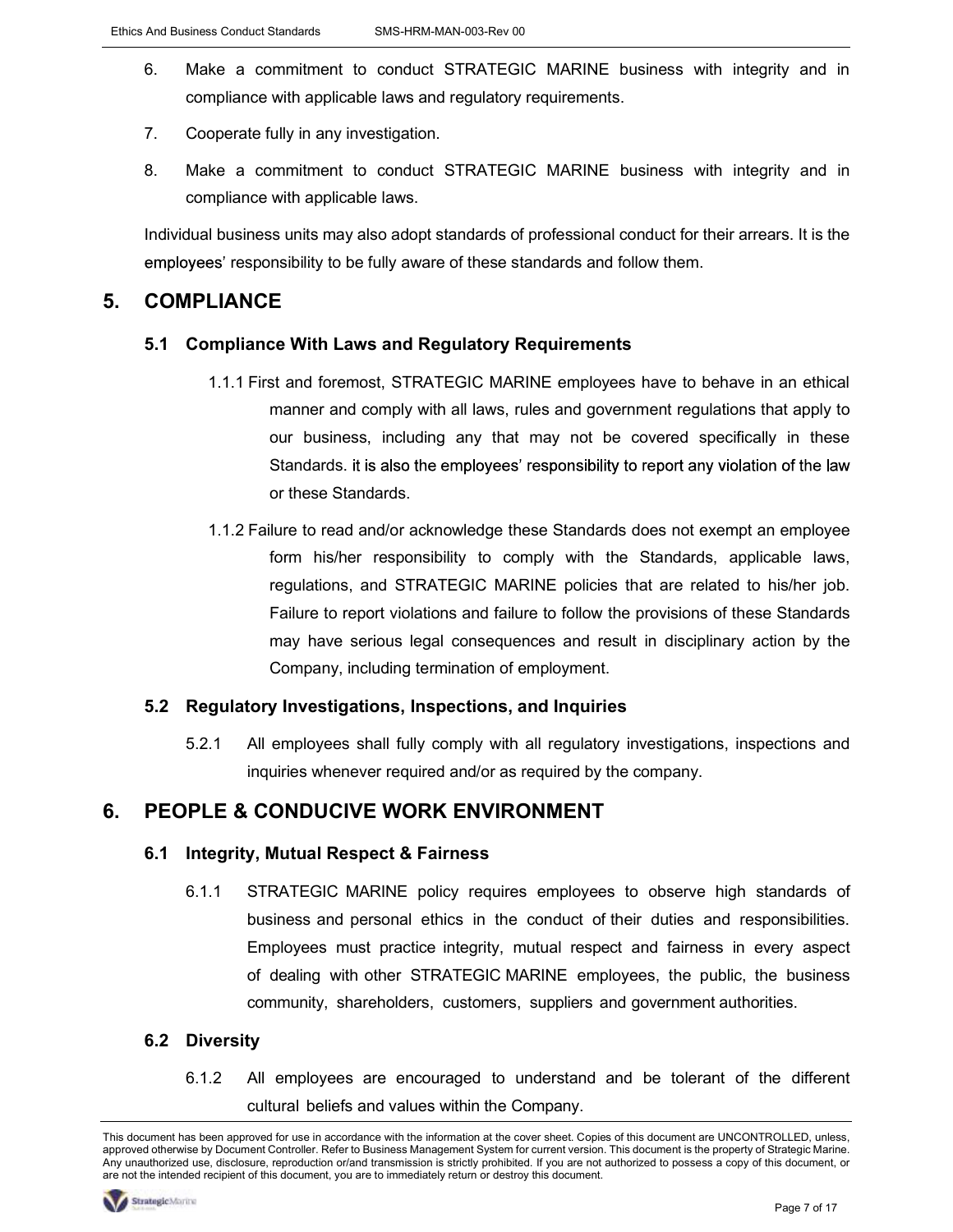6. Make a commitment to conduct STRATEGIC MARINE business with integrity and in compliance with applicable laws and regulatory requirements.
7. Cooperate fully in any investigation.
8. Make a commitment to conduct STRATEGIC MARINE business with integrity and in compliance with applicable laws.

Individual business units may also adopt standards of professional conduct for their arrears. It is the employees' responsibility to be fully aware of these standards and follow them.

# 5. COMPLIANCE

## 5.1 Compliance With Laws and Regulatory Requirements

1.1.1 First and foremost, STRATEGIC MARINE employees have to behave in an ethical manner and comply with all laws, rules and government regulations that apply to our business, including any that may not be covered specifically in these Standards. it is also the employees' responsibility to report any violation of the law or these Standards.

1.1.2 Failure to read and/or acknowledge these Standards does not exempt an employee form his/her responsibility to comply with the Standards, applicable laws, regulations, and STRATEGIC MARINE policies that are related to his/her job. Failure to report violations and failure to follow the provisions of these Standards may have serious legal consequences and result in disciplinary action by the Company, including termination of employment.

## 5.2 Regulatory Investigations, Inspections, and Inquiries

5.2.1 All employees shall fully comply with all regulatory investigations, inspections and inquiries whenever required and/or as required by the company.

# 6. PEOPLE & CONDUCIVE WORK ENVIRONMENT

## 6.1 Integrity, Mutual Respect & Fairness

6.1.1 STRATEGIC MARINE policy requires employees to observe high standards of business and personal ethics in the conduct of their duties and responsibilities. Employees must practice integrity, mutual respect and fairness in every aspect of dealing with other STRATEGIC MARINE employees, the public, the business community, shareholders, customers, suppliers and government authorities.

## 6.2 Diversity

6.1.2 All employees are encouraged to understand and be tolerant of the different cultural beliefs and values within the Company.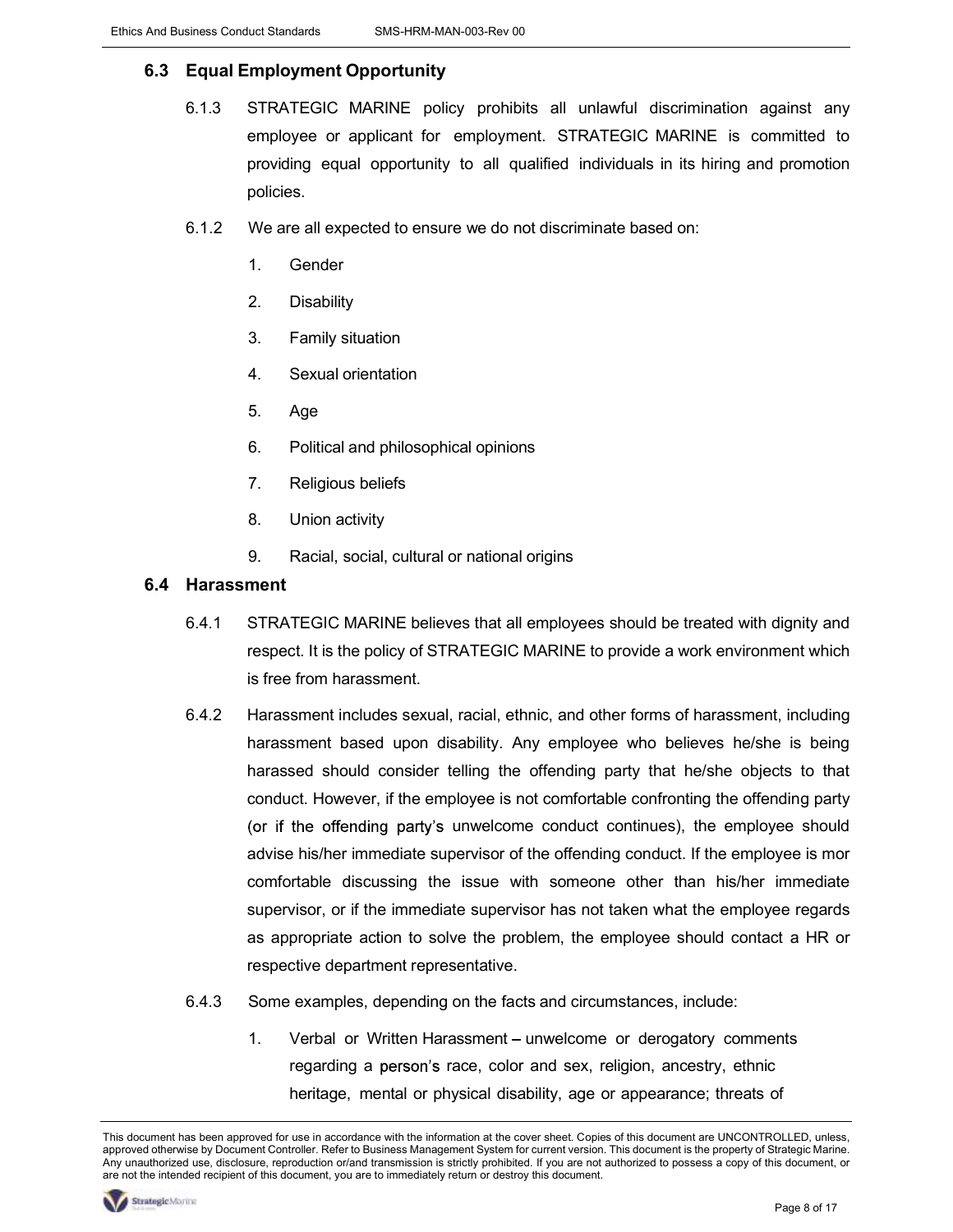## 6.3 Equal Employment Opportunity

6.1.3 STRATEGIC MARINE policy prohibits all unlawful discrimination against any employee or applicant for employment. STRATEGIC MARINE is committed to providing equal opportunity to all qualified individuals in its hiring and promotion policies.

6.1.2 We are all expected to ensure we do not discriminate based on:

1. Gender
2. Disability
3. Family situation
4. Sexual orientation
5. Age
6. Political and philosophical opinions
7. Religious beliefs
8. Union activity
9. Racial, social, cultural or national origins

## 6.4 Harassment

6.4.1 STRATEGIC MARINE believes that all employees should be treated with dignity and respect. It is the policy of STRATEGIC MARINE to provide a work environment which is free from harassment.

6.4.2 Harassment includes sexual, racial, ethnic, and other forms of harassment, including harassment based upon disability. Any employee who believes he/she is being harassed should consider telling the offending party that he/she objects to that conduct. However, if the employee is not comfortable confronting the offending party (or if the offending party's unwelcome conduct continues), the employee should advise his/her immediate supervisor of the offending conduct. If the employee is mor comfortable discussing the issue with someone other than his/her immediate supervisor, or if the immediate supervisor has not taken what the employee regards as appropriate action to solve the problem, the employee should contact a HR or respective department representative.

6.4.3 Some examples, depending on the facts and circumstances, include:

1. Verbal or Written Harassment – unwelcome or derogatory comments regarding a person's race, color and sex, religion, ancestry, ethnic heritage, mental or physical disability, age or appearance; threats of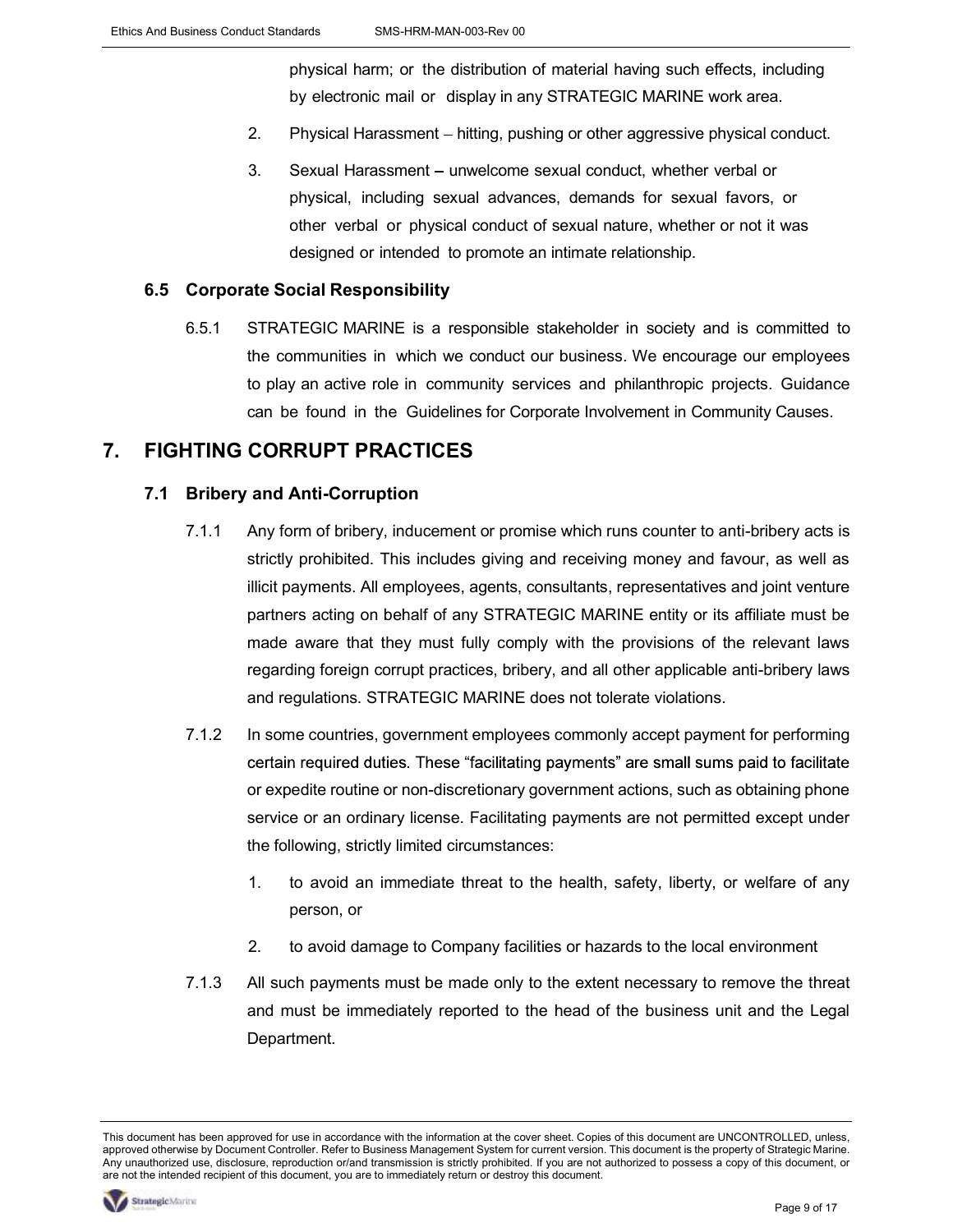physical harm; or the distribution of material having such effects, including by electronic mail or display in any STRATEGIC MARINE work area.

2. Physical Harassment – hitting, pushing or other aggressive physical conduct.

3. Sexual Harassment – unwelcome sexual conduct, whether verbal or physical, including sexual advances, demands for sexual favors, or other verbal or physical conduct of sexual nature, whether or not it was designed or intended to promote an intimate relationship.

### 6.5 Corporate Social Responsibility

6.5.1 STRATEGIC MARINE is a responsible stakeholder in society and is committed to the communities in which we conduct our business. We encourage our employees to play an active role in community services and philanthropic projects. Guidance can be found in the Guidelines for Corporate Involvement in Community Causes.

## 7. FIGHTING CORRUPT PRACTICES

### 7.1 Bribery and Anti-Corruption

7.1.1 Any form of bribery, inducement or promise which runs counter to anti-bribery acts is strictly prohibited. This includes giving and receiving money and favour, as well as illicit payments. All employees, agents, consultants, representatives and joint venture partners acting on behalf of any STRATEGIC MARINE entity or its affiliate must be made aware that they must fully comply with the provisions of the relevant laws regarding foreign corrupt practices, bribery, and all other applicable anti-bribery laws and regulations. STRATEGIC MARINE does not tolerate violations.

7.1.2 In some countries, government employees commonly accept payment for performing certain required duties. These "facilitating payments" are small sums paid to facilitate or expedite routine or non-discretionary government actions, such as obtaining phone service or an ordinary license. Facilitating payments are not permitted except under the following, strictly limited circumstances:

1. to avoid an immediate threat to the health, safety, liberty, or welfare of any person, or

2. to avoid damage to Company facilities or hazards to the local environment

7.1.3 All such payments must be made only to the extent necessary to remove the threat and must be immediately reported to the head of the business unit and the Legal Department.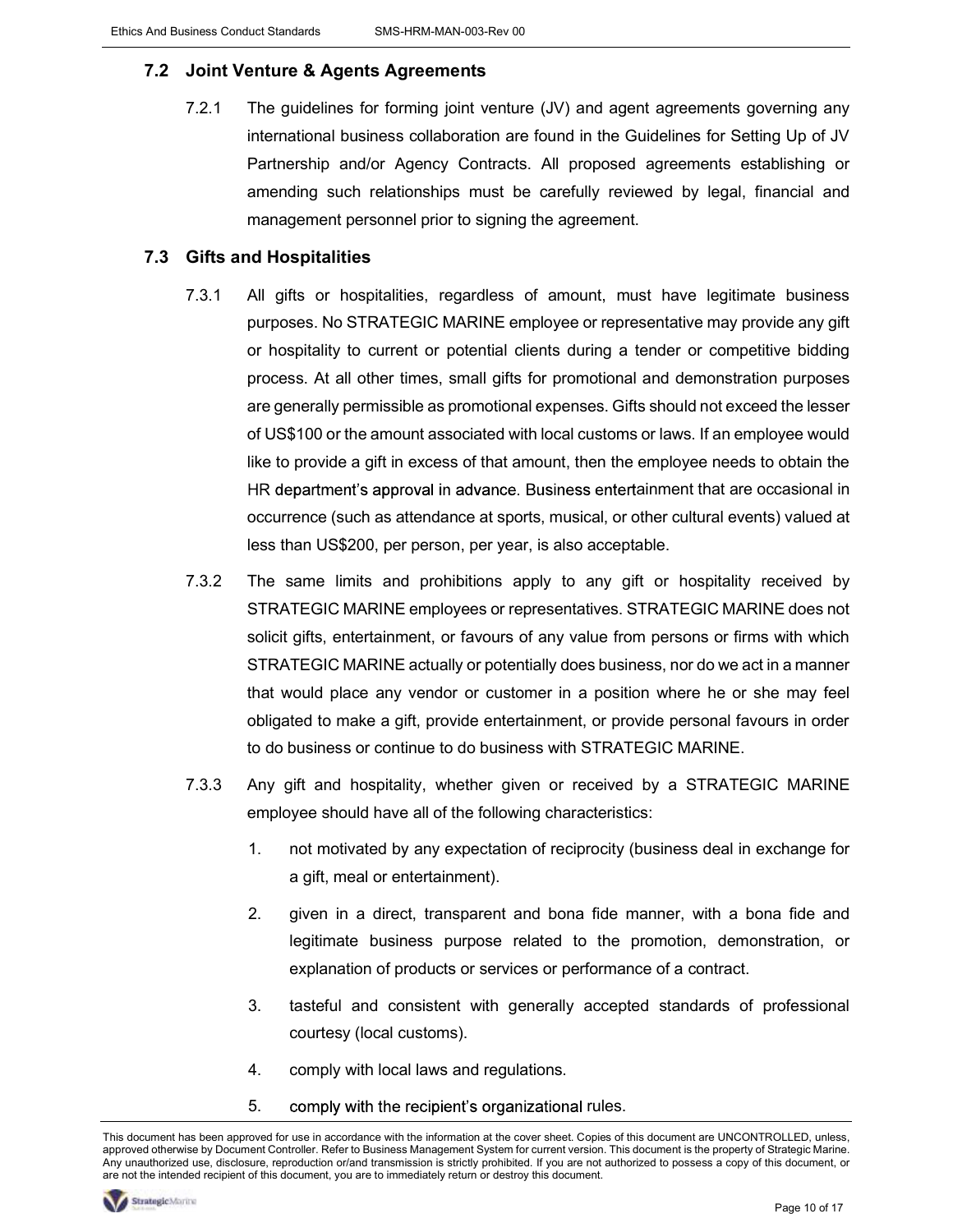## 7.2 Joint Venture & Agents Agreements

7.2.1 The guidelines for forming joint venture (JV) and agent agreements governing any international business collaboration are found in the Guidelines for Setting Up of JV Partnership and/or Agency Contracts. All proposed agreements establishing or amending such relationships must be carefully reviewed by legal, financial and management personnel prior to signing the agreement.

## 7.3 Gifts and Hospitalities

7.3.1 All gifts or hospitalities, regardless of amount, must have legitimate business purposes. No STRATEGIC MARINE employee or representative may provide any gift or hospitality to current or potential clients during a tender or competitive bidding process. At all other times, small gifts for promotional and demonstration purposes are generally permissible as promotional expenses. Gifts should not exceed the lesser of US$100 or the amount associated with local customs or laws. If an employee would like to provide a gift in excess of that amount, then the employee needs to obtain the HR department's approval in advance. Business entertainment that are occasional in occurrence (such as attendance at sports, musical, or other cultural events) valued at less than US$200, per person, per year, is also acceptable.

7.3.2 The same limits and prohibitions apply to any gift or hospitality received by STRATEGIC MARINE employees or representatives. STRATEGIC MARINE does not solicit gifts, entertainment, or favours of any value from persons or firms with which STRATEGIC MARINE actually or potentially does business, nor do we act in a manner that would place any vendor or customer in a position where he or she may feel obligated to make a gift, provide entertainment, or provide personal favours in order to do business or continue to do business with STRATEGIC MARINE.

7.3.3 Any gift and hospitality, whether given or received by a STRATEGIC MARINE employee should have all of the following characteristics:

1. not motivated by any expectation of reciprocity (business deal in exchange for a gift, meal or entertainment).
2. given in a direct, transparent and bona fide manner, with a bona fide and legitimate business purpose related to the promotion, demonstration, or explanation of products or services or performance of a contract.
3. tasteful and consistent with generally accepted standards of professional courtesy (local customs).
4. comply with local laws and regulations.
5. comply with the recipient's organizational rules.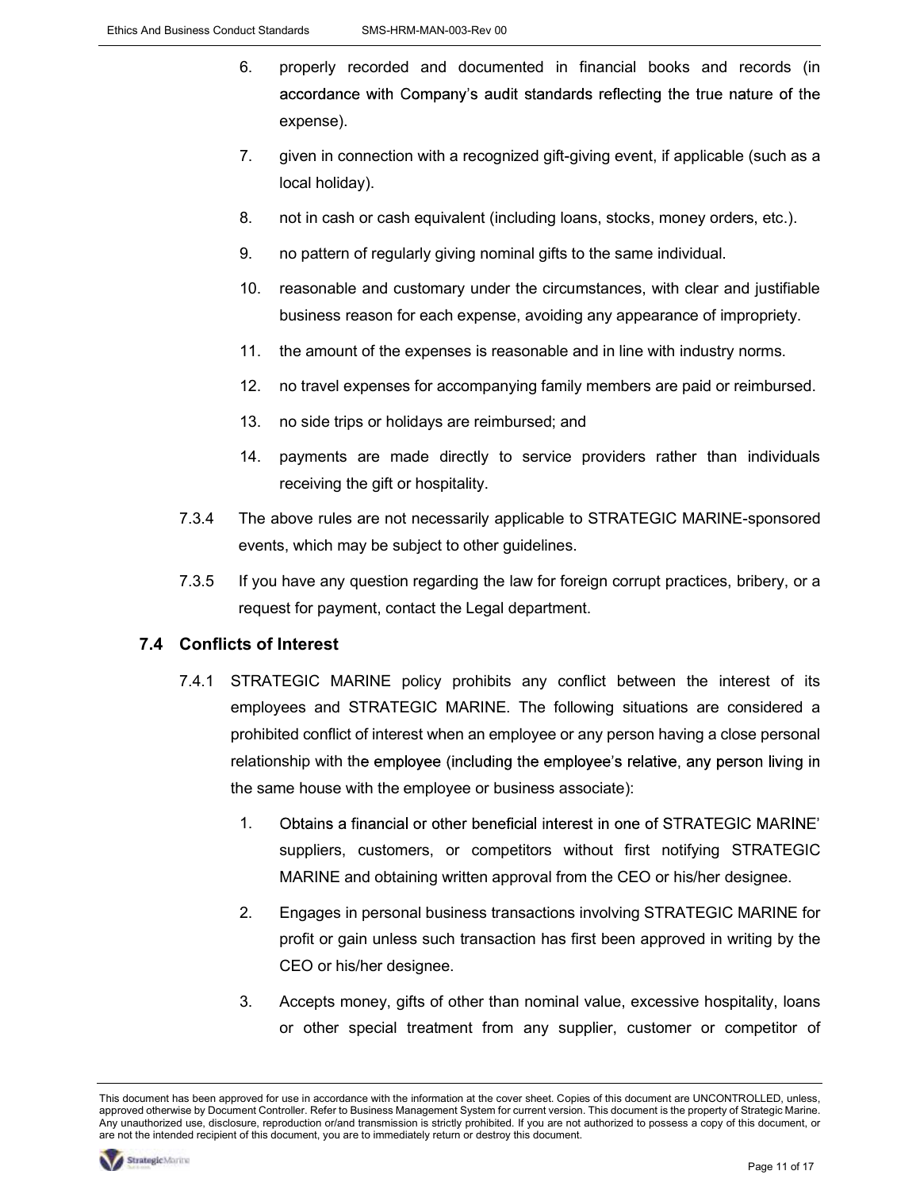6. properly recorded and documented in financial books and records (in accordance with Company's audit standards reflecting the true nature of the expense).
7. given in connection with a recognized gift-giving event, if applicable (such as a local holiday).
8. not in cash or cash equivalent (including loans, stocks, money orders, etc.).
9. no pattern of regularly giving nominal gifts to the same individual.
10. reasonable and customary under the circumstances, with clear and justifiable business reason for each expense, avoiding any appearance of impropriety.
11. the amount of the expenses is reasonable and in line with industry norms.
12. no travel expenses for accompanying family members are paid or reimbursed.
13. no side trips or holidays are reimbursed; and
14. payments are made directly to service providers rather than individuals receiving the gift or hospitality.

7.3.4 The above rules are not necessarily applicable to STRATEGIC MARINE-sponsored events, which may be subject to other guidelines.

7.3.5 If you have any question regarding the law for foreign corrupt practices, bribery, or a request for payment, contact the Legal department.

## 7.4 Conflicts of Interest

7.4.1 STRATEGIC MARINE policy prohibits any conflict between the interest of its employees and STRATEGIC MARINE. The following situations are considered a prohibited conflict of interest when an employee or any person having a close personal relationship with the employee (including the employee's relative, any person living in the same house with the employee or business associate):

1. Obtains a financial or other beneficial interest in one of STRATEGIC MARINE' suppliers, customers, or competitors without first notifying STRATEGIC MARINE and obtaining written approval from the CEO or his/her designee.
2. Engages in personal business transactions involving STRATEGIC MARINE for profit or gain unless such transaction has first been approved in writing by the CEO or his/her designee.
3. Accepts money, gifts of other than nominal value, excessive hospitality, loans or other special treatment from any supplier, customer or competitor of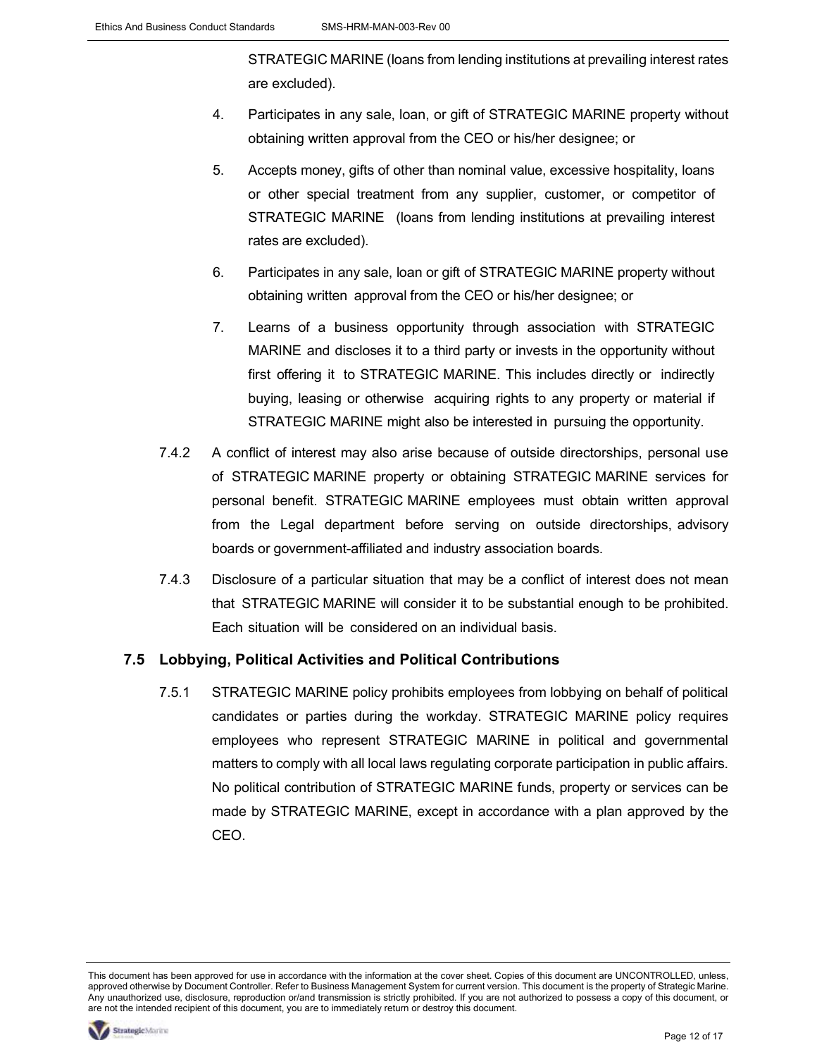STRATEGIC MARINE (loans from lending institutions at prevailing interest rates are excluded).

4. Participates in any sale, loan, or gift of STRATEGIC MARINE property without obtaining written approval from the CEO or his/her designee; or

5. Accepts money, gifts of other than nominal value, excessive hospitality, loans or other special treatment from any supplier, customer, or competitor of STRATEGIC MARINE (loans from lending institutions at prevailing interest rates are excluded).

6. Participates in any sale, loan or gift of STRATEGIC MARINE property without obtaining written approval from the CEO or his/her designee; or

7. Learns of a business opportunity through association with STRATEGIC MARINE and discloses it to a third party or invests in the opportunity without first offering it to STRATEGIC MARINE. This includes directly or indirectly buying, leasing or otherwise acquiring rights to any property or material if STRATEGIC MARINE might also be interested in pursuing the opportunity.

7.4.2 A conflict of interest may also arise because of outside directorships, personal use of STRATEGIC MARINE property or obtaining STRATEGIC MARINE services for personal benefit. STRATEGIC MARINE employees must obtain written approval from the Legal department before serving on outside directorships, advisory boards or government-affiliated and industry association boards.

7.4.3 Disclosure of a particular situation that may be a conflict of interest does not mean that STRATEGIC MARINE will consider it to be substantial enough to be prohibited. Each situation will be considered on an individual basis.

## 7.5 Lobbying, Political Activities and Political Contributions

7.5.1 STRATEGIC MARINE policy prohibits employees from lobbying on behalf of political candidates or parties during the workday. STRATEGIC MARINE policy requires employees who represent STRATEGIC MARINE in political and governmental matters to comply with all local laws regulating corporate participation in public affairs. No political contribution of STRATEGIC MARINE funds, property or services can be made by STRATEGIC MARINE, except in accordance with a plan approved by the CEO.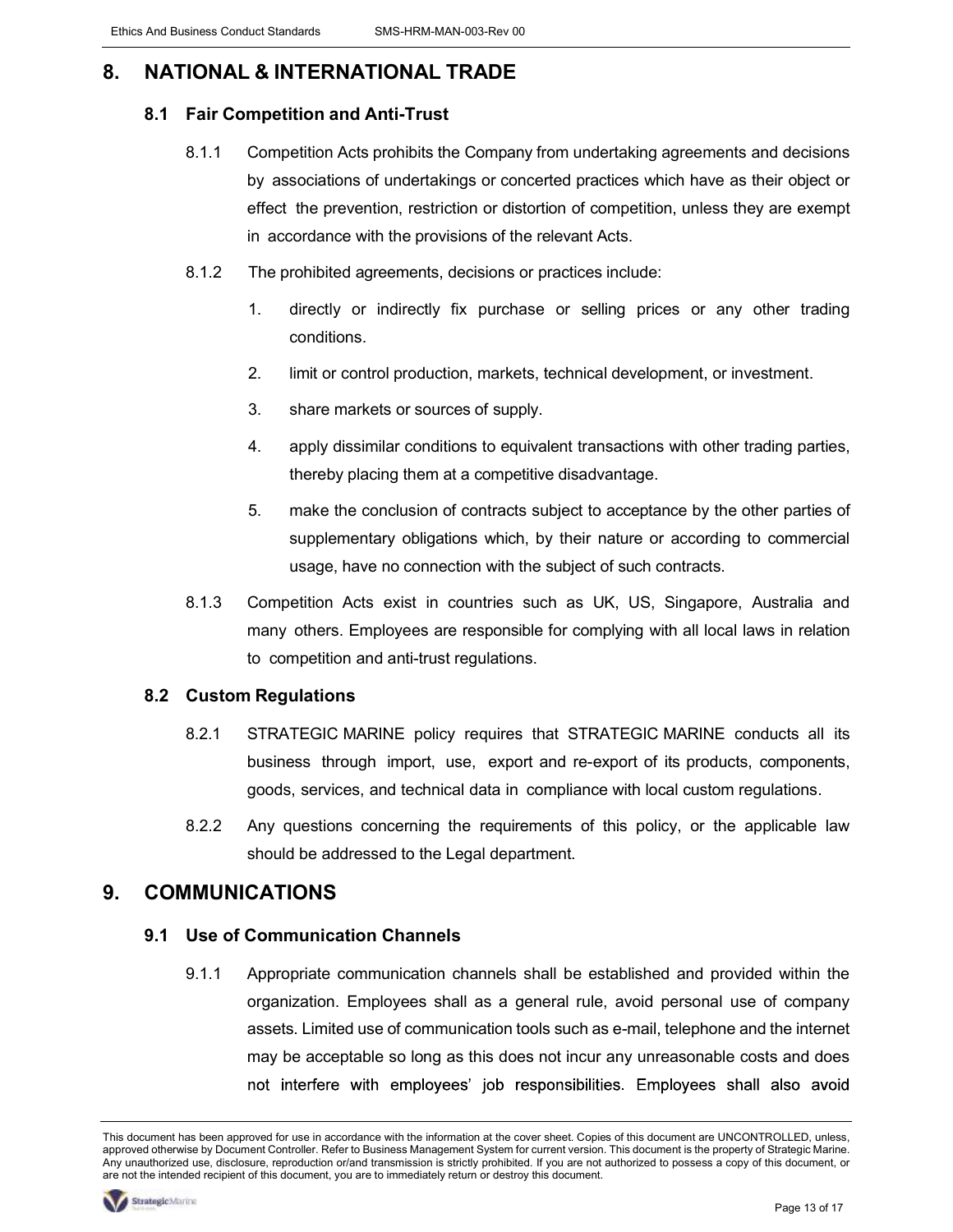# 8. NATIONAL & INTERNATIONAL TRADE

## 8.1 Fair Competition and Anti-Trust

8.1.1 Competition Acts prohibits the Company from undertaking agreements and decisions by associations of undertakings or concerted practices which have as their object or effect the prevention, restriction or distortion of competition, unless they are exempt in accordance with the provisions of the relevant Acts.

8.1.2 The prohibited agreements, decisions or practices include:

1. directly or indirectly fix purchase or selling prices or any other trading conditions.
2. limit or control production, markets, technical development, or investment.
3. share markets or sources of supply.
4. apply dissimilar conditions to equivalent transactions with other trading parties, thereby placing them at a competitive disadvantage.
5. make the conclusion of contracts subject to acceptance by the other parties of supplementary obligations which, by their nature or according to commercial usage, have no connection with the subject of such contracts.

8.1.3 Competition Acts exist in countries such as UK, US, Singapore, Australia and many others. Employees are responsible for complying with all local laws in relation to competition and anti-trust regulations.

## 8.2 Custom Regulations

8.2.1 STRATEGIC MARINE policy requires that STRATEGIC MARINE conducts all its business through import, use, export and re-export of its products, components, goods, services, and technical data in compliance with local custom regulations.

8.2.2 Any questions concerning the requirements of this policy, or the applicable law should be addressed to the Legal department.

# 9. COMMUNICATIONS

## 9.1 Use of Communication Channels

9.1.1 Appropriate communication channels shall be established and provided within the organization. Employees shall as a general rule, avoid personal use of company assets. Limited use of communication tools such as e-mail, telephone and the internet may be acceptable so long as this does not incur any unreasonable costs and does not interfere with employees' job responsibilities. Employees shall also avoid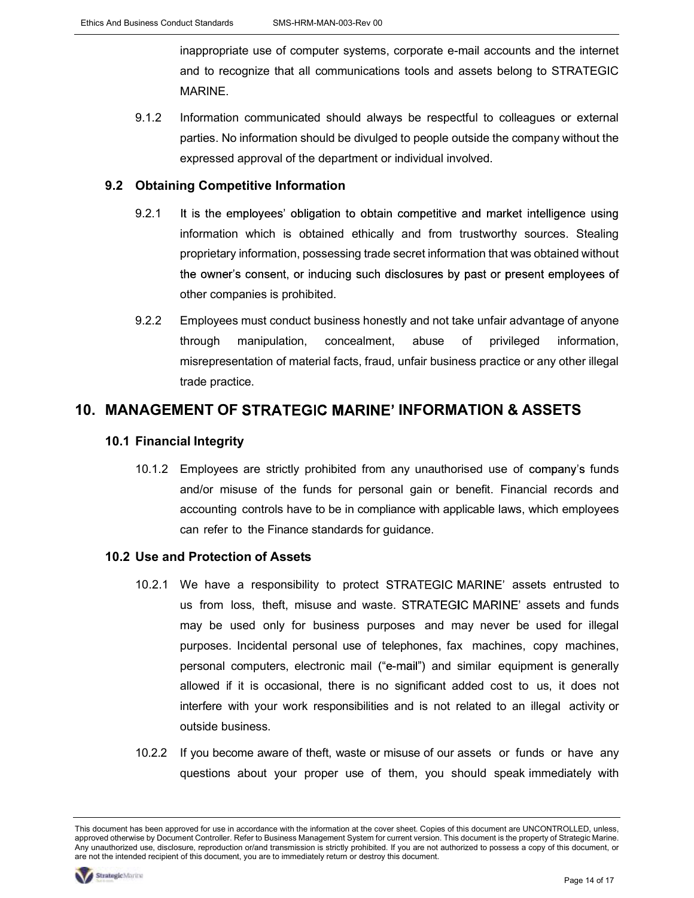inappropriate use of computer systems, corporate e-mail accounts and the internet and to recognize that all communications tools and assets belong to STRATEGIC MARINE.

9.1.2 Information communicated should always be respectful to colleagues or external parties. No information should be divulged to people outside the company without the expressed approval of the department or individual involved.

### 9.2 Obtaining Competitive Information

9.2.1 It is the employees' obligation to obtain competitive and market intelligence using information which is obtained ethically and from trustworthy sources. Stealing proprietary information, possessing trade secret information that was obtained without the owner's consent, or inducing such disclosures by past or present employees of other companies is prohibited.

9.2.2 Employees must conduct business honestly and not take unfair advantage of anyone through manipulation, concealment, abuse of privileged information, misrepresentation of material facts, fraud, unfair business practice or any other illegal trade practice.

## 10. MANAGEMENT OF STRATEGIC MARINE' INFORMATION & ASSETS

### 10.1 Financial Integrity

10.1.2 Employees are strictly prohibited from any unauthorised use of company's funds and/or misuse of the funds for personal gain or benefit. Financial records and accounting controls have to be in compliance with applicable laws, which employees can refer to the Finance standards for guidance.

### 10.2 Use and Protection of Assets

10.2.1 We have a responsibility to protect STRATEGIC MARINE' assets entrusted to us from loss, theft, misuse and waste. STRATEGIC MARINE' assets and funds may be used only for business purposes and may never be used for illegal purposes. Incidental personal use of telephones, fax machines, copy machines, personal computers, electronic mail ("e-mail") and similar equipment is generally allowed if it is occasional, there is no significant added cost to us, it does not interfere with your work responsibilities and is not related to an illegal activity or outside business.

10.2.2 If you become aware of theft, waste or misuse of our assets or funds or have any questions about your proper use of them, you should speak immediately with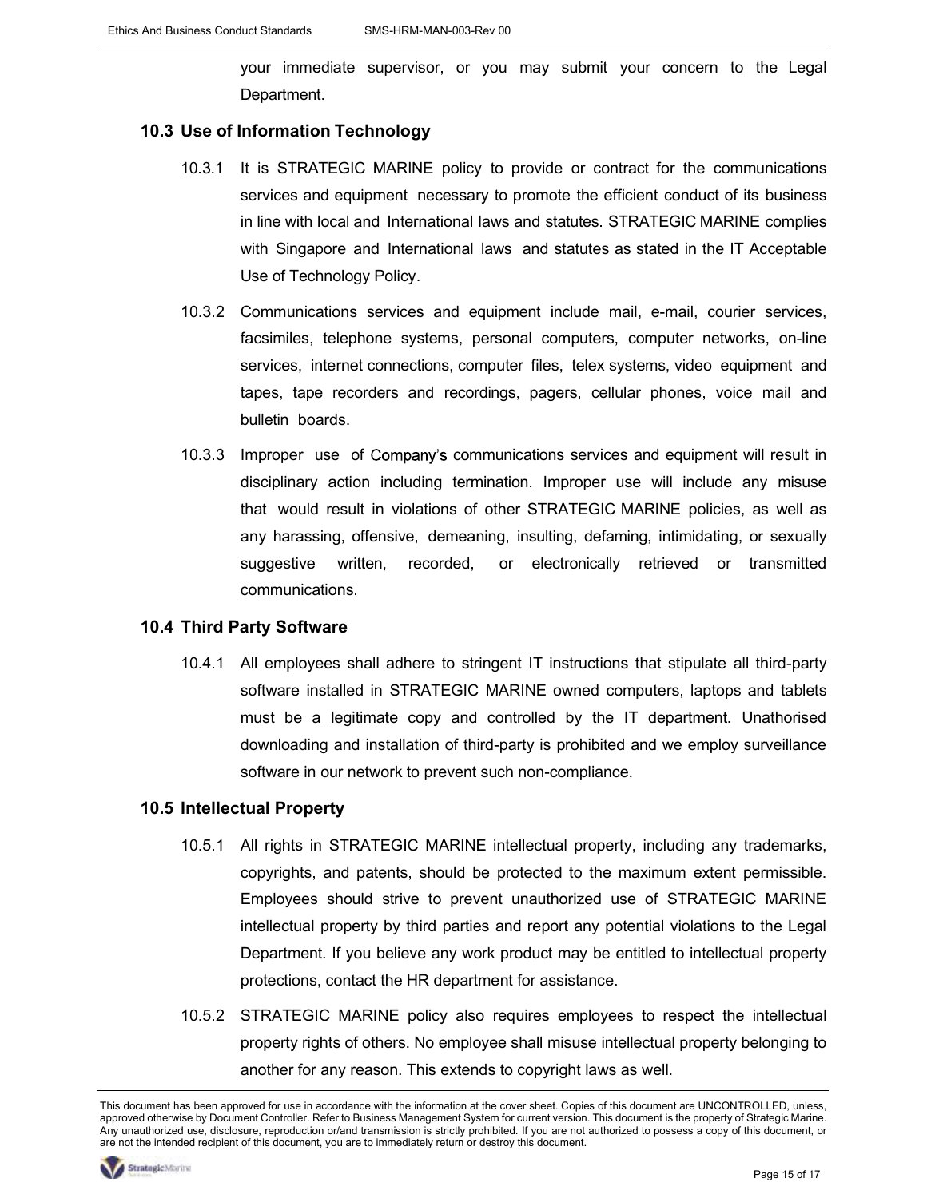your immediate supervisor, or you may submit your concern to the Legal Department.

### 10.3 Use of Information Technology

10.3.1 It is STRATEGIC MARINE policy to provide or contract for the communications services and equipment necessary to promote the efficient conduct of its business in line with local and International laws and statutes. STRATEGIC MARINE complies with Singapore and International laws and statutes as stated in the IT Acceptable Use of Technology Policy.

10.3.2 Communications services and equipment include mail, e-mail, courier services, facsimiles, telephone systems, personal computers, computer networks, on-line services, internet connections, computer files, telex systems, video equipment and tapes, tape recorders and recordings, pagers, cellular phones, voice mail and bulletin boards.

10.3.3 Improper use of Company's communications services and equipment will result in disciplinary action including termination. Improper use will include any misuse that would result in violations of other STRATEGIC MARINE policies, as well as any harassing, offensive, demeaning, insulting, defaming, intimidating, or sexually suggestive written, recorded, or electronically retrieved or transmitted communications.

### 10.4 Third Party Software

10.4.1 All employees shall adhere to stringent IT instructions that stipulate all third-party software installed in STRATEGIC MARINE owned computers, laptops and tablets must be a legitimate copy and controlled by the IT department. Unathorised downloading and installation of third-party is prohibited and we employ surveillance software in our network to prevent such non-compliance.

### 10.5 Intellectual Property

10.5.1 All rights in STRATEGIC MARINE intellectual property, including any trademarks, copyrights, and patents, should be protected to the maximum extent permissible. Employees should strive to prevent unauthorized use of STRATEGIC MARINE intellectual property by third parties and report any potential violations to the Legal Department. If you believe any work product may be entitled to intellectual property protections, contact the HR department for assistance.

10.5.2 STRATEGIC MARINE policy also requires employees to respect the intellectual property rights of others. No employee shall misuse intellectual property belonging to another for any reason. This extends to copyright laws as well.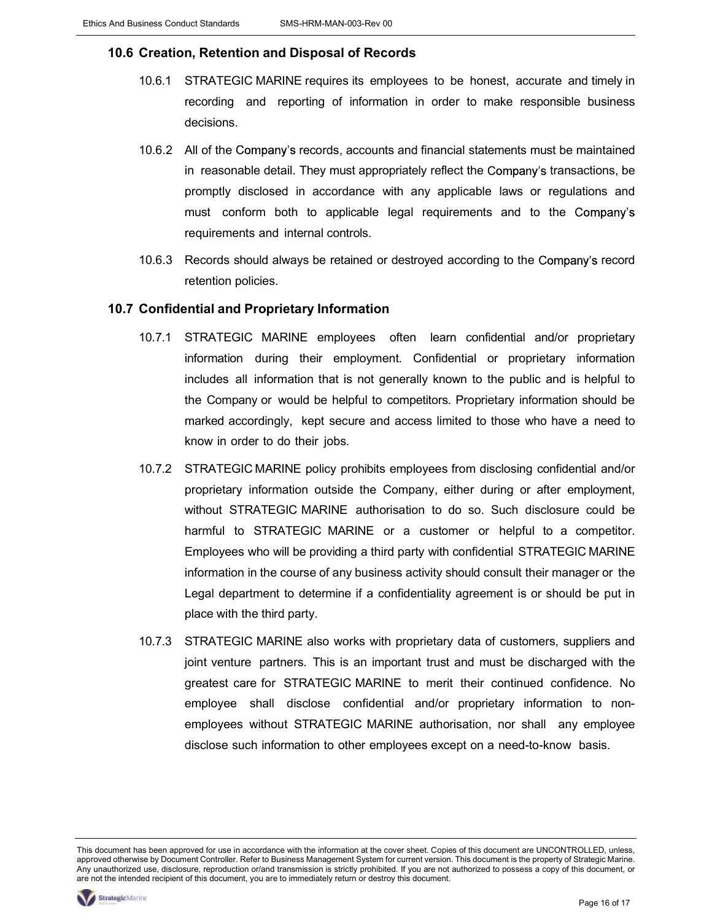## 10.6 Creation, Retention and Disposal of Records

10.6.1 STRATEGIC MARINE requires its employees to be honest, accurate and timely in recording and reporting of information in order to make responsible business decisions.

10.6.2 All of the Company's records, accounts and financial statements must be maintained in reasonable detail. They must appropriately reflect the Company's transactions, be promptly disclosed in accordance with any applicable laws or regulations and must conform both to applicable legal requirements and to the Company's requirements and internal controls.

10.6.3 Records should always be retained or destroyed according to the Company's record retention policies.

## 10.7 Confidential and Proprietary Information

10.7.1 STRATEGIC MARINE employees often learn confidential and/or proprietary information during their employment. Confidential or proprietary information includes all information that is not generally known to the public and is helpful to the Company or would be helpful to competitors. Proprietary information should be marked accordingly, kept secure and access limited to those who have a need to know in order to do their jobs.

10.7.2 STRATEGIC MARINE policy prohibits employees from disclosing confidential and/or proprietary information outside the Company, either during or after employment, without STRATEGIC MARINE authorisation to do so. Such disclosure could be harmful to STRATEGIC MARINE or a customer or helpful to a competitor. Employees who will be providing a third party with confidential STRATEGIC MARINE information in the course of any business activity should consult their manager or the Legal department to determine if a confidentiality agreement is or should be put in place with the third party.

10.7.3 STRATEGIC MARINE also works with proprietary data of customers, suppliers and joint venture partners. This is an important trust and must be discharged with the greatest care for STRATEGIC MARINE to merit their continued confidence. No employee shall disclose confidential and/or proprietary information to non-employees without STRATEGIC MARINE authorisation, nor shall any employee disclose such information to other employees except on a need-to-know basis.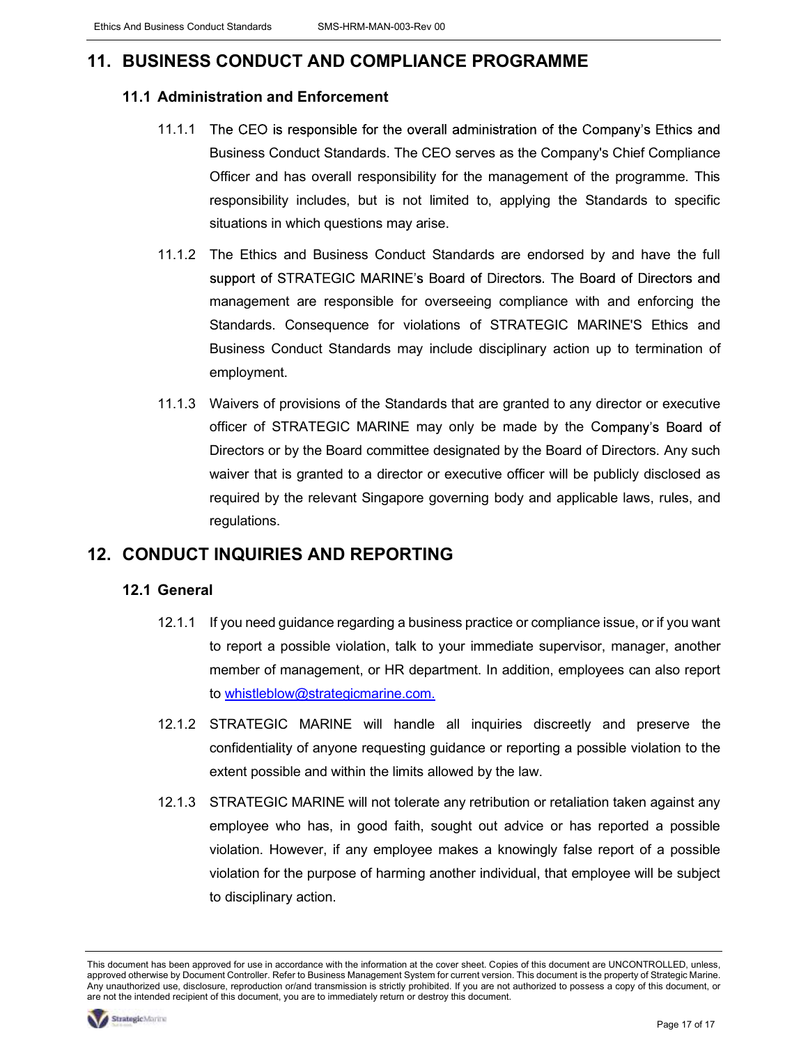# 11. BUSINESS CONDUCT AND COMPLIANCE PROGRAMME

## 11.1 Administration and Enforcement

11.1.1 The CEO is responsible for the overall administration of the Company's Ethics and Business Conduct Standards. The CEO serves as the Company's Chief Compliance Officer and has overall responsibility for the management of the programme. This responsibility includes, but is not limited to, applying the Standards to specific situations in which questions may arise.

11.1.2 The Ethics and Business Conduct Standards are endorsed by and have the full support of STRATEGIC MARINE's Board of Directors. The Board of Directors and management are responsible for overseeing compliance with and enforcing the Standards. Consequence for violations of STRATEGIC MARINE'S Ethics and Business Conduct Standards may include disciplinary action up to termination of employment.

11.1.3 Waivers of provisions of the Standards that are granted to any director or executive officer of STRATEGIC MARINE may only be made by the Company's Board of Directors or by the Board committee designated by the Board of Directors. Any such waiver that is granted to a director or executive officer will be publicly disclosed as required by the relevant Singapore governing body and applicable laws, rules, and regulations.

# 12. CONDUCT INQUIRIES AND REPORTING

## 12.1 General

12.1.1 If you need guidance regarding a business practice or compliance issue, or if you want to report a possible violation, talk to your immediate supervisor, manager, another member of management, or HR department. In addition, employees can also report to whistleblow@strategicmarine.com.

12.1.2 STRATEGIC MARINE will handle all inquiries discreetly and preserve the confidentiality of anyone requesting guidance or reporting a possible violation to the extent possible and within the limits allowed by the law.

12.1.3 STRATEGIC MARINE will not tolerate any retribution or retaliation taken against any employee who has, in good faith, sought out advice or has reported a possible violation. However, if any employee makes a knowingly false report of a possible violation for the purpose of harming another individual, that employee will be subject to disciplinary action.